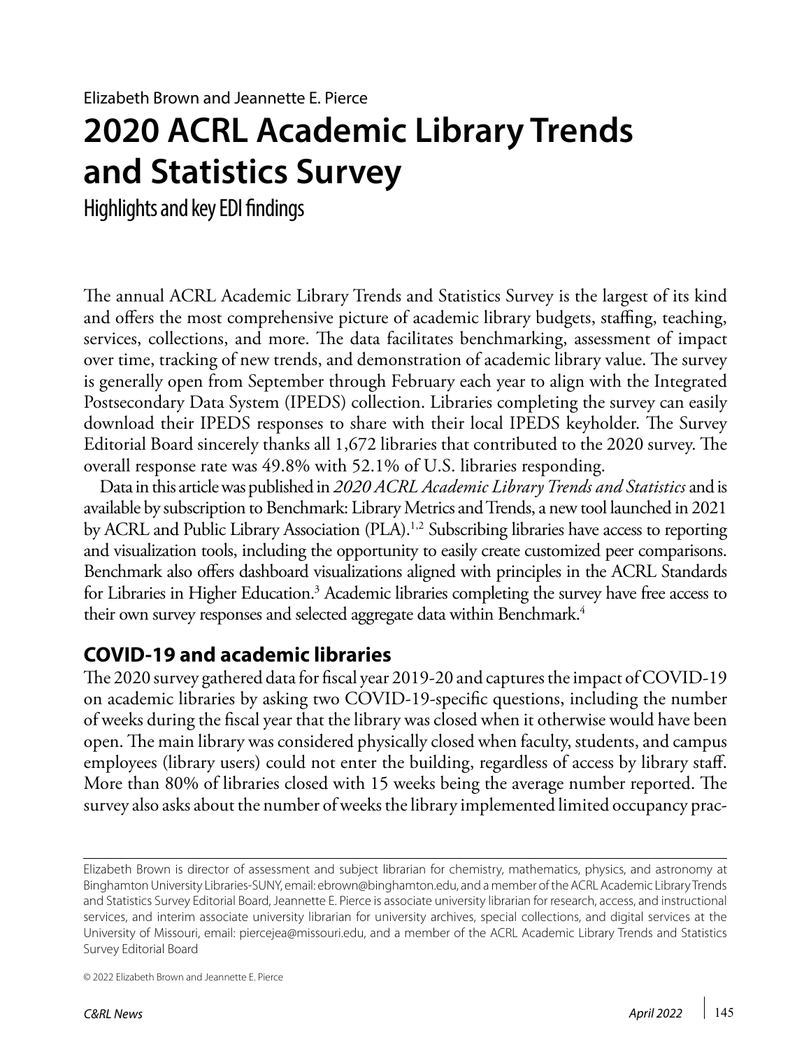Elizabeth Brown and Jeannette E. Pierce

# 2020 ACRL Academic Library Trends and Statistics Survey

## Highlights and key EDI findings

The annual ACRL Academic Library Trends and Statistics Survey is the largest of its kind and offers the most comprehensive picture of academic library budgets, staffing, teaching, services, collections, and more. The data facilitates benchmarking, assessment of impact over time, tracking of new trends, and demonstration of academic library value. The survey is generally open from September through February each year to align with the Integrated Postsecondary Data System (IPEDS) collection. Libraries completing the survey can easily download their IPEDS responses to share with their local IPEDS keyholder. The Survey Editorial Board sincerely thanks all 1,672 libraries that contributed to the 2020 survey. The overall response rate was 49.8% with 52.1% of U.S. libraries responding.

Data in this article was published in *2020 ACRL Academic Library Trends and Statistics* and is available by subscription to Benchmark: Library Metrics and Trends, a new tool launched in 2021 by ACRL and Public Library Association (PLA).[1,2] Subscribing libraries have access to reporting and visualization tools, including the opportunity to easily create customized peer comparisons. Benchmark also offers dashboard visualizations aligned with principles in the ACRL Standards for Libraries in Higher Education.[3] Academic libraries completing the survey have free access to their own survey responses and selected aggregate data within Benchmark.[4]

## COVID-19 and academic libraries

The 2020 survey gathered data for fiscal year 2019-20 and captures the impact of COVID-19 on academic libraries by asking two COVID-19-specific questions, including the number of weeks during the fiscal year that the library was closed when it otherwise would have been open. The main library was considered physically closed when faculty, students, and campus employees (library users) could not enter the building, regardless of access by library staff. More than 80% of libraries closed with 15 weeks being the average number reported. The survey also asks about the number of weeks the library implemented limited occupancy prac-

---

Elizabeth Brown is director of assessment and subject librarian for chemistry, mathematics, physics, and astronomy at Binghamton University Libraries-SUNY, email: ebrown@binghamton.edu, and a member of the ACRL Academic Library Trends and Statistics Survey Editorial Board, Jeannette E. Pierce is associate university librarian for research, access, and instructional services, and interim associate university librarian for university archives, special collections, and digital services at the University of Missouri, email: piercejea@missouri.edu, and a member of the ACRL Academic Library Trends and Statistics Survey Editorial Board

© 2022 Elizabeth Brown and Jeannette E. Pierce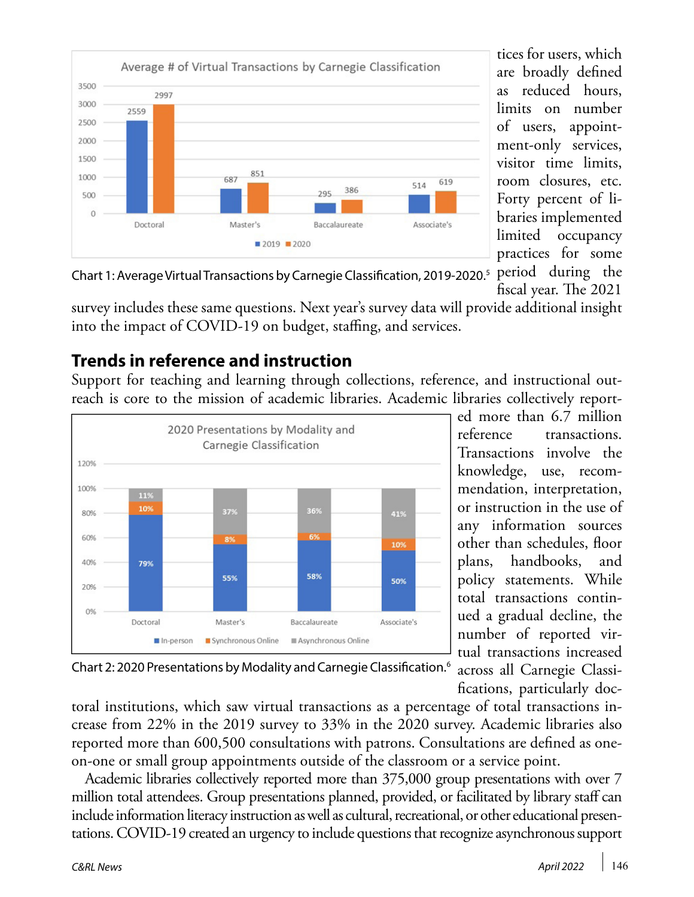Chart 1: Average Virtual Transactions by Carnegie Classification, 2019-2020.[5]

tices for users, which are broadly defined as reduced hours, limits on number of users, appointment-only services, visitor time limits, room closures, etc. Forty percent of libraries implemented limited occupancy practices for some period during the fiscal year. The 2021 survey includes these same questions. Next year's survey data will provide additional insight into the impact of COVID-19 on budget, staffing, and services.

## Trends in reference and instruction

Support for teaching and learning through collections, reference, and instructional outreach is core to the mission of academic libraries. Academic libraries collectively reported more than 6.7 million reference transactions. Transactions involve the knowledge, use, recommendation, interpretation, or instruction in the use of any information sources other than schedules, floor plans, handbooks, and policy statements. While total transactions continued a gradual decline, the number of reported virtual transactions increased across all Carnegie Classifications, particularly doctoral institutions, which saw virtual transactions as a percentage of total transactions increase from 22% in the 2019 survey to 33% in the 2020 survey. Academic libraries also reported more than 600,500 consultations with patrons. Consultations are defined as one-on-one or small group appointments outside of the classroom or a service point.

Chart 2: 2020 Presentations by Modality and Carnegie Classification.[6]

Academic libraries collectively reported more than 375,000 group presentations with over 7 million total attendees. Group presentations planned, provided, or facilitated by library staff can include information literacy instruction as well as cultural, recreational, or other educational presentations. COVID-19 created an urgency to include questions that recognize asynchronous support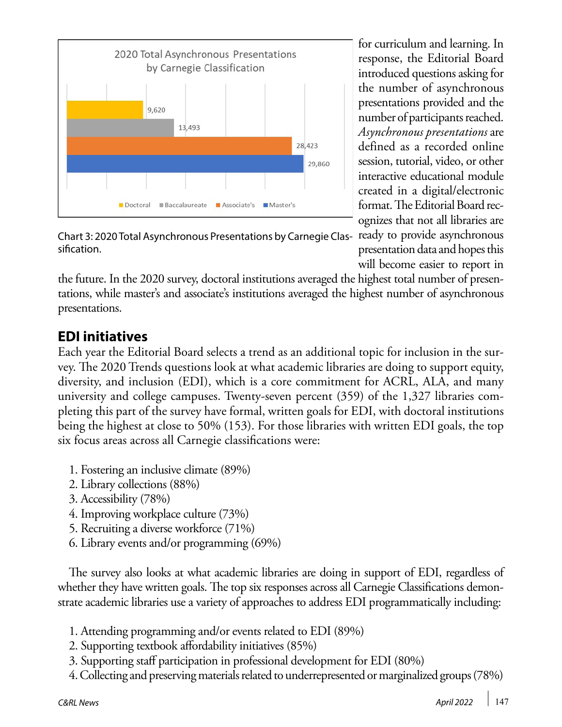2020 Total Asynchronous Presentations by Carnegie Classification

| Carnegie Classification | Total Asynchronous Presentations |
|---|---|
| Doctoral | 9,620 |
| Baccalaureate | 13,493 |
| Associate's | 28,423 |
| Master's | 29,860 |

Chart 3: 2020 Total Asynchronous Presentations by Carnegie Classification.

for curriculum and learning. In response, the Editorial Board introduced questions asking for the number of asynchronous presentations provided and the number of participants reached. *Asynchronous presentations* are defined as a recorded online session, tutorial, video, or other interactive educational module created in a digital/electronic format. The Editorial Board recognizes that not all libraries are ready to provide asynchronous presentation data and hopes this will become easier to report in the future. In the 2020 survey, doctoral institutions averaged the highest total number of presentations, while master's and associate's institutions averaged the highest number of asynchronous presentations.

## EDI initiatives

Each year the Editorial Board selects a trend as an additional topic for inclusion in the survey. The 2020 Trends questions look at what academic libraries are doing to support equity, diversity, and inclusion (EDI), which is a core commitment for ACRL, ALA, and many university and college campuses. Twenty-seven percent (359) of the 1,327 libraries completing this part of the survey have formal, written goals for EDI, with doctoral institutions being the highest at close to 50% (153). For those libraries with written EDI goals, the top six focus areas across all Carnegie classifications were:

1. Fostering an inclusive climate (89%)
2. Library collections (88%)
3. Accessibility (78%)
4. Improving workplace culture (73%)
5. Recruiting a diverse workforce (71%)
6. Library events and/or programming (69%)

The survey also looks at what academic libraries are doing in support of EDI, regardless of whether they have written goals. The top six responses across all Carnegie Classifications demonstrate academic libraries use a variety of approaches to address EDI programmatically including:

1. Attending programming and/or events related to EDI (89%)
2. Supporting textbook affordability initiatives (85%)
3. Supporting staff participation in professional development for EDI (80%)
4. Collecting and preserving materials related to underrepresented or marginalized groups (78%)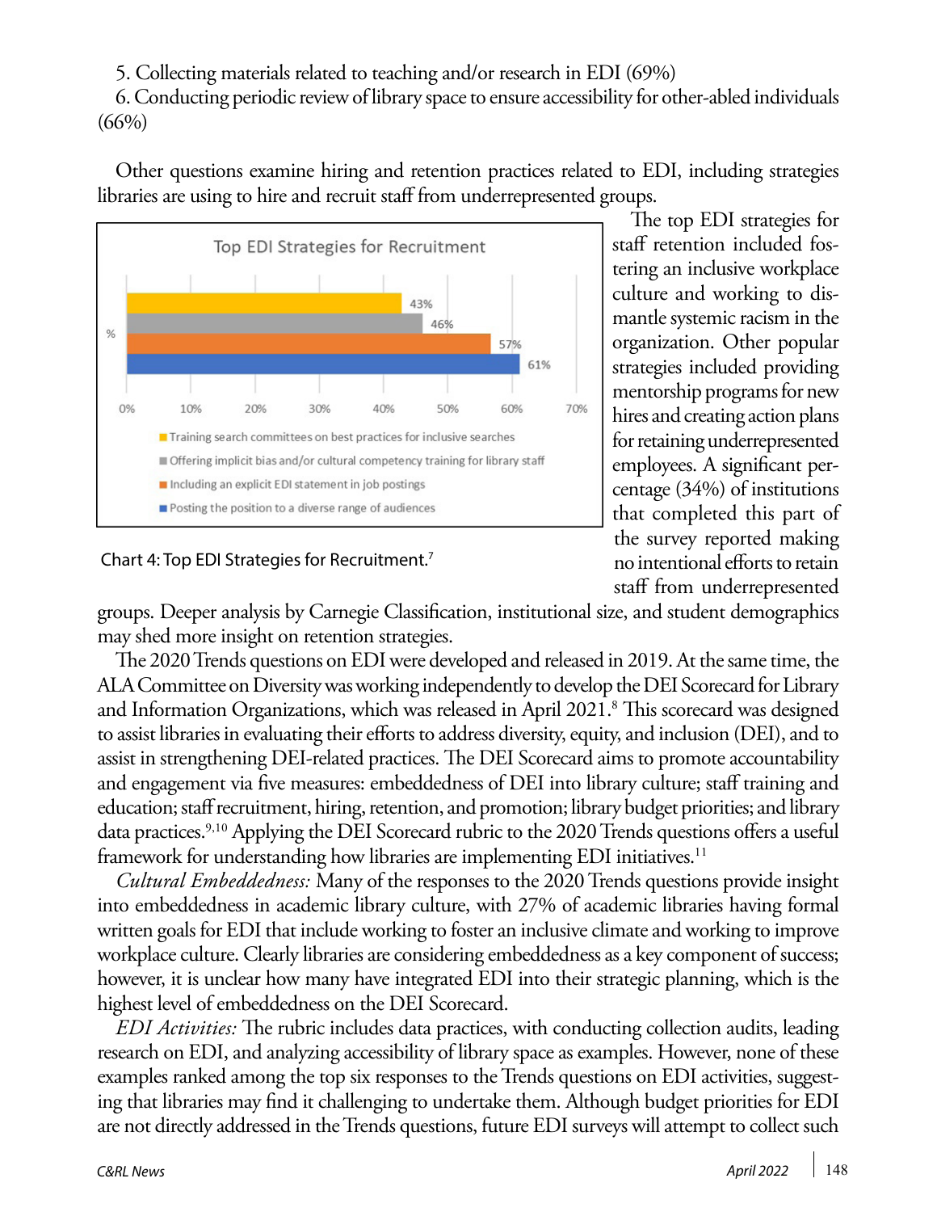5. Collecting materials related to teaching and/or research in EDI (69%)

6. Conducting periodic review of library space to ensure accessibility for other-abled individuals (66%)

Other questions examine hiring and retention practices related to EDI, including strategies libraries are using to hire and recruit staff from underrepresented groups.

Chart 4: Top EDI Strategies for Recruitment.[7]

The top EDI strategies for staff retention included fostering an inclusive workplace culture and working to dismantle systemic racism in the organization. Other popular strategies included providing mentorship programs for new hires and creating action plans for retaining underrepresented employees. A significant percentage (34%) of institutions that completed this part of the survey reported making no intentional efforts to retain staff from underrepresented groups. Deeper analysis by Carnegie Classification, institutional size, and student demographics may shed more insight on retention strategies.

The 2020 Trends questions on EDI were developed and released in 2019. At the same time, the ALA Committee on Diversity was working independently to develop the DEI Scorecard for Library and Information Organizations, which was released in April 2021.[8] This scorecard was designed to assist libraries in evaluating their efforts to address diversity, equity, and inclusion (DEI), and to assist in strengthening DEI-related practices. The DEI Scorecard aims to promote accountability and engagement via five measures: embeddedness of DEI into library culture; staff training and education; staff recruitment, hiring, retention, and promotion; library budget priorities; and library data practices.[9,10] Applying the DEI Scorecard rubric to the 2020 Trends questions offers a useful framework for understanding how libraries are implementing EDI initiatives.[11]

*Cultural Embeddedness:* Many of the responses to the 2020 Trends questions provide insight into embeddedness in academic library culture, with 27% of academic libraries having formal written goals for EDI that include working to foster an inclusive climate and working to improve workplace culture. Clearly libraries are considering embeddedness as a key component of success; however, it is unclear how many have integrated EDI into their strategic planning, which is the highest level of embeddedness on the DEI Scorecard.

*EDI Activities:* The rubric includes data practices, with conducting collection audits, leading research on EDI, and analyzing accessibility of library space as examples. However, none of these examples ranked among the top six responses to the Trends questions on EDI activities, suggesting that libraries may find it challenging to undertake them. Although budget priorities for EDI are not directly addressed in the Trends questions, future EDI surveys will attempt to collect such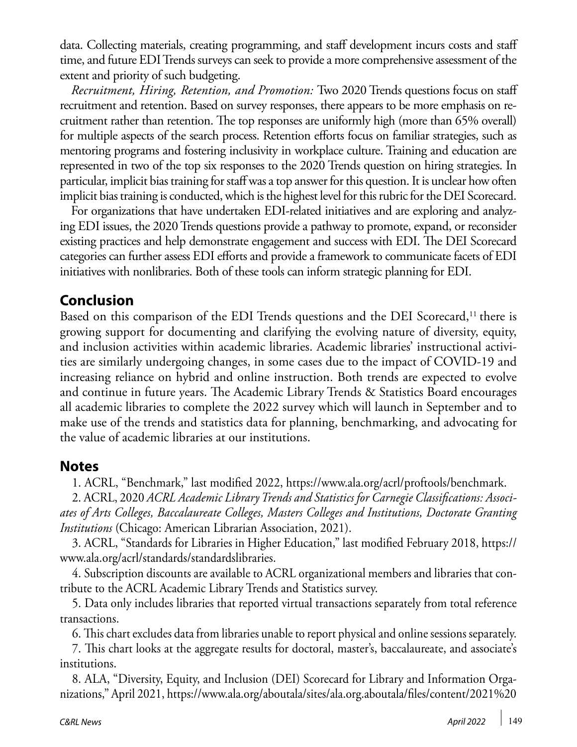data. Collecting materials, creating programming, and staff development incurs costs and staff time, and future EDI Trends surveys can seek to provide a more comprehensive assessment of the extent and priority of such budgeting.

*Recruitment, Hiring, Retention, and Promotion:* Two 2020 Trends questions focus on staff recruitment and retention. Based on survey responses, there appears to be more emphasis on recruitment rather than retention. The top responses are uniformly high (more than 65% overall) for multiple aspects of the search process. Retention efforts focus on familiar strategies, such as mentoring programs and fostering inclusivity in workplace culture. Training and education are represented in two of the top six responses to the 2020 Trends question on hiring strategies. In particular, implicit bias training for staff was a top answer for this question. It is unclear how often implicit bias training is conducted, which is the highest level for this rubric for the DEI Scorecard.

For organizations that have undertaken EDI-related initiatives and are exploring and analyzing EDI issues, the 2020 Trends questions provide a pathway to promote, expand, or reconsider existing practices and help demonstrate engagement and success with EDI. The DEI Scorecard categories can further assess EDI efforts and provide a framework to communicate facets of EDI initiatives with nonlibraries. Both of these tools can inform strategic planning for EDI.

## Conclusion

Based on this comparison of the EDI Trends questions and the DEI Scorecard,[11] there is growing support for documenting and clarifying the evolving nature of diversity, equity, and inclusion activities within academic libraries. Academic libraries' instructional activities are similarly undergoing changes, in some cases due to the impact of COVID-19 and increasing reliance on hybrid and online instruction. Both trends are expected to evolve and continue in future years. The Academic Library Trends & Statistics Board encourages all academic libraries to complete the 2022 survey which will launch in September and to make use of the trends and statistics data for planning, benchmarking, and advocating for the value of academic libraries at our institutions.

## Notes

1. ACRL, "Benchmark," last modified 2022, https://www.ala.org/acrl/proftools/benchmark.

2. ACRL, 2020 *ACRL Academic Library Trends and Statistics for Carnegie Classifications: Associates of Arts Colleges, Baccalaureate Colleges, Masters Colleges and Institutions, Doctorate Granting Institutions* (Chicago: American Librarian Association, 2021).

3. ACRL, "Standards for Libraries in Higher Education," last modified February 2018, https://www.ala.org/acrl/standards/standardslibraries.

4. Subscription discounts are available to ACRL organizational members and libraries that contribute to the ACRL Academic Library Trends and Statistics survey.

5. Data only includes libraries that reported virtual transactions separately from total reference transactions.

6. This chart excludes data from libraries unable to report physical and online sessions separately.

7. This chart looks at the aggregate results for doctoral, master's, baccalaureate, and associate's institutions.

8. ALA, "Diversity, Equity, and Inclusion (DEI) Scorecard for Library and Information Organizations," April 2021, https://www.ala.org/aboutala/sites/ala.org.aboutala/files/content/2021%20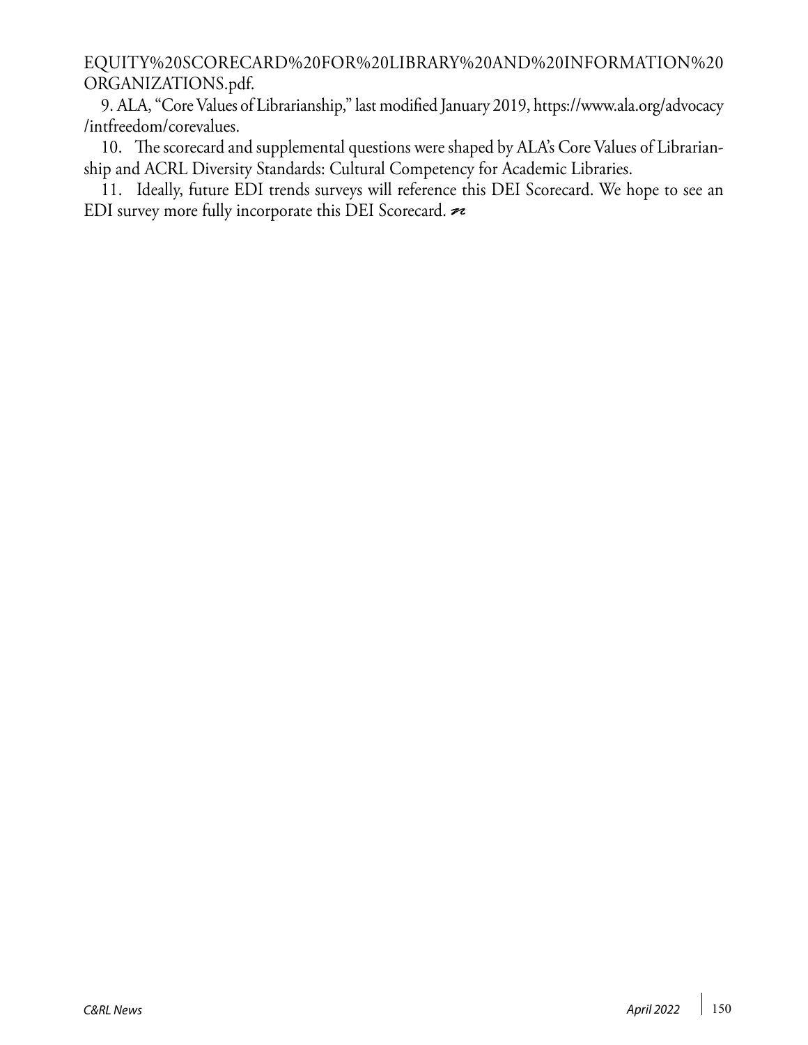EQUITY%20SCORECARD%20FOR%20LIBRARY%20AND%20INFORMATION%20ORGANIZATIONS.pdf.

9. ALA, "Core Values of Librarianship," last modified January 2019, https://www.ala.org/advocacy/intfreedom/corevalues.

10. The scorecard and supplemental questions were shaped by ALA's Core Values of Librarianship and ACRL Diversity Standards: Cultural Competency for Academic Libraries.

11. Ideally, future EDI trends surveys will reference this DEI Scorecard. We hope to see an EDI survey more fully incorporate this DEI Scorecard.